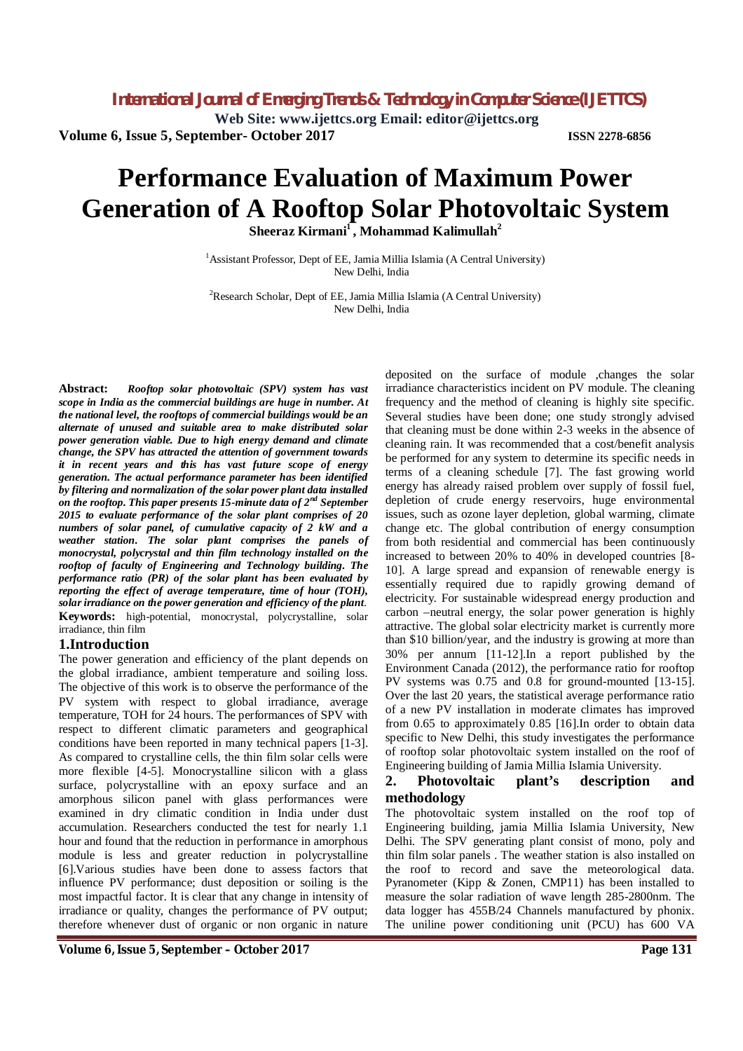# Performance Evaluation of Maximum Power Generation of A Rooftop Solar Photovoltaic System

**Sheeraz Kirmani[1], Mohammad Kalimullah[2]**

[1]Assistant Professor, Dept of EE, Jamia Millia Islamia (A Central University)
New Delhi, India

[2]Research Scholar, Dept of EE, Jamia Millia Islamia (A Central University)
New Delhi, India

**Abstract:** ***Rooftop solar photovoltaic (SPV) system has vast scope in India as the commercial buildings are huge in number. At the national level, the rooftops of commercial buildings would be an alternate of unused and suitable area to make distributed solar power generation viable. Due to high energy demand and climate change, the SPV has attracted the attention of government towards it in recent years and this has vast future scope of energy generation. The actual performance parameter has been identified by filtering and normalization of the solar power plant data installed on the rooftop. This paper presents 15-minute data of 2nd September 2015 to evaluate performance of the solar plant comprises of 20 numbers of solar panel, of cumulative capacity of 2 kW and a weather station. The solar plant comprises the panels of monocrystal, polycrystal and thin film technology installed on the rooftop of faculty of Engineering and Technology building. The performance ratio (PR) of the solar plant has been evaluated by reporting the effect of average temperature, time of hour (TOH), solar irradiance on the power generation and efficiency of the plant.***

**Keywords:** high-potential, monocrystal, polycrystalline, solar irradiance, thin film

## 1.Introduction

The power generation and efficiency of the plant depends on the global irradiance, ambient temperature and soiling loss. The objective of this work is to observe the performance of the PV system with respect to global irradiance, average temperature, TOH for 24 hours. The performances of SPV with respect to different climatic parameters and geographical conditions have been reported in many technical papers [1-3]. As compared to crystalline cells, the thin film solar cells were more flexible [4-5]. Monocrystalline silicon with a glass surface, polycrystalline with an epoxy surface and an amorphous silicon panel with glass performances were examined in dry climatic condition in India under dust accumulation. Researchers conducted the test for nearly 1.1 hour and found that the reduction in performance in amorphous module is less and greater reduction in polycrystalline [6].Various studies have been done to assess factors that influence PV performance; dust deposition or soiling is the most impactful factor. It is clear that any change in intensity of irradiance or quality, changes the performance of PV output; therefore whenever dust of organic or non organic in nature deposited on the surface of module ,changes the solar irradiance characteristics incident on PV module. The cleaning frequency and the method of cleaning is highly site specific. Several studies have been done; one study strongly advised that cleaning must be done within 2-3 weeks in the absence of cleaning rain. It was recommended that a cost/benefit analysis be performed for any system to determine its specific needs in terms of a cleaning schedule [7]. The fast growing world energy has already raised problem over supply of fossil fuel, depletion of crude energy reservoirs, huge environmental issues, such as ozone layer depletion, global warming, climate change etc. The global contribution of energy consumption from both residential and commercial has been continuously increased to between 20% to 40% in developed countries [8-10]. A large spread and expansion of renewable energy is essentially required due to rapidly growing demand of electricity. For sustainable widespread energy production and carbon –neutral energy, the solar power generation is highly attractive. The global solar electricity market is currently more than $10 billion/year, and the industry is growing at more than 30% per annum [11-12].In a report published by the Environment Canada (2012), the performance ratio for rooftop PV systems was 0.75 and 0.8 for ground-mounted [13-15]. Over the last 20 years, the statistical average performance ratio of a new PV installation in moderate climates has improved from 0.65 to approximately 0.85 [16].In order to obtain data specific to New Delhi, this study investigates the performance of rooftop solar photovoltaic system installed on the roof of Engineering building of Jamia Millia Islamia University.

## 2. Photovoltaic plant's description and methodology

The photovoltaic system installed on the roof top of Engineering building, jamia Millia Islamia University, New Delhi. The SPV generating plant consist of mono, poly and thin film solar panels . The weather station is also installed on the roof to record and save the meteorological data. Pyranometer (Kipp & Zonen, CMP11) has been installed to measure the solar radiation of wave length 285-2800nm. The data logger has 455B/24 Channels manufactured by phonix. The uniline power conditioning unit (PCU) has 600 VA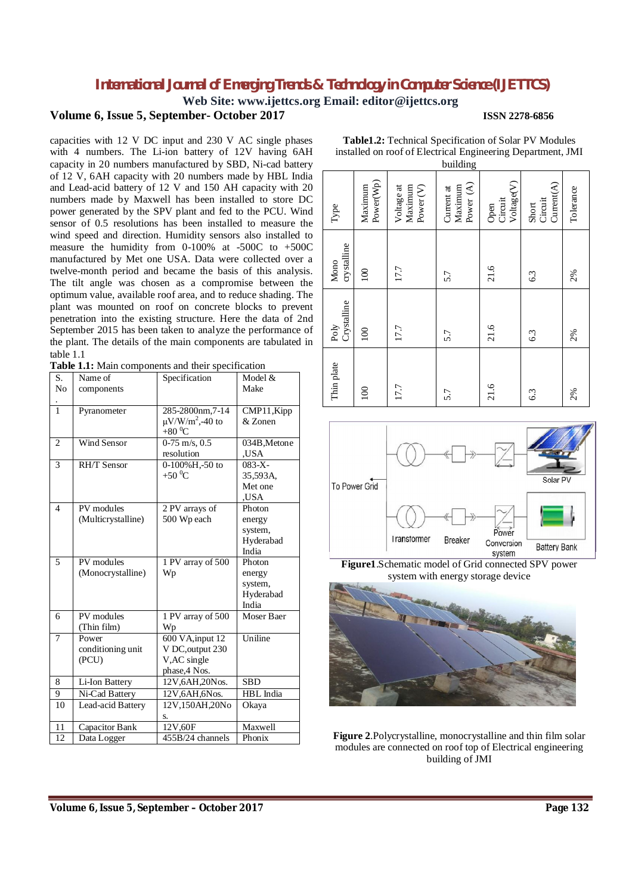capacities with 12 V DC input and 230 V AC single phases with 4 numbers. The Li-ion battery of 12V having 6AH capacity in 20 numbers manufactured by SBD, Ni-cad battery of 12 V, 6AH capacity with 20 numbers made by HBL India and Lead-acid battery of 12 V and 150 AH capacity with 20 numbers made by Maxwell has been installed to store DC power generated by the SPV plant and fed to the PCU. Wind sensor of 0.5 resolutions has been installed to measure the wind speed and direction. Humidity sensors also installed to measure the humidity from 0-100% at -500C to +500C manufactured by Met one USA. Data were collected over a twelve-month period and became the basis of this analysis. The tilt angle was chosen as a compromise between the optimum value, available roof area, and to reduce shading. The plant was mounted on roof on concrete blocks to prevent penetration into the existing structure. Here the data of 2nd September 2015 has been taken to analyze the performance of the plant. The details of the main components are tabulated in table 1.1

**Table 1.1:** Main components and their specification

| S. No. | Name of components | Specification | Model & Make |
|---|---|---|---|
| 1 | Pyranometer | 285-2800nm,7-14 μV/W/m$^2$,-40 to +80 $^0$C | CMP11,Kipp & Zonen |
| 2 | Wind Sensor | 0-75 m/s, 0.5 resolution | 034B,Metone ,USA |
| 3 | RH/T Sensor | 0-100%H,-50 to +50 $^0$C | 083-X-35,593A, Met one ,USA |
| 4 | PV modules (Multicrystalline) | 2 PV arrays of 500 Wp each | Photon energy system, Hyderabad India |
| 5 | PV modules (Monocrystalline) | 1 PV array of 500 Wp | Photon energy system, Hyderabad India |
| 6 | PV modules (Thin film) | 1 PV array of 500 Wp | Moser Baer |
| 7 | Power conditioning unit (PCU) | 600 VA,input 12 V DC,output 230 V,AC single phase,4 Nos. | Uniline |
| 8 | Li-Ion Battery | 12V,6AH,20Nos. | SBD |
| 9 | Ni-Cad Battery | 12V,6AH,6Nos. | HBL India |
| 10 | Lead-acid Battery | 12V,150AH,20Nos. | Okaya |
| 11 | Capacitor Bank | 12V,60F | Maxwell |
| 12 | Data Logger | 455B/24 channels | Phonix |

**Table1.2:** Technical Specification of Solar PV Modules installed on roof of Electrical Engineering Department, JMI building

| Type | Maximum Power(Wp) | Voltage at Maximum Power (V) | Current at Maximum Power (A) | Open Circuit Voltage(V) | Short Circuit Current(A) | Tolerance |
|---|---|---|---|---|---|---|
| Mono crystalline | 100 | 17.7 | 5.7 | 21.6 | 6.3 | 2% |
| Poly Crystalline | 100 | 17.7 | 5.7 | 21.6 | 6.3 | 2% |
| Thin plate | 100 | 17.7 | 5.7 | 21.6 | 6.3 | 2% |

**Figure1**.Schematic model of Grid connected SPV power system with energy storage device

**Figure 2**.Polycrystalline, monocrystalline and thin film solar modules are connected on roof top of Electrical engineering building of JMI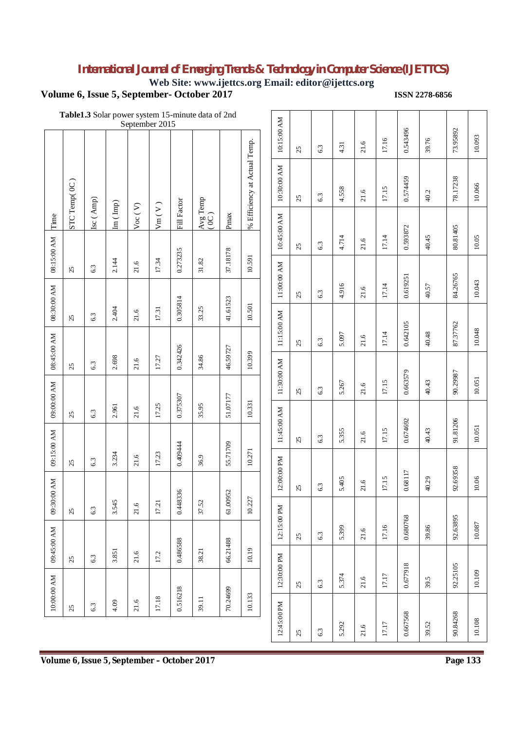**Table1.3** Solar power system 15-minute data of 2nd September 2015

| Time | STC Temp( 0C ) | Isc ( Amp) | Im ( Imp) | Voc ( V) | Vm ( V ) | Fill Factor | Avg Temp ( 0C ) | Pmax | % Efficiency at Actual Temp. |
|---|---|---|---|---|---|---|---|---|---|
| 08:15:00 AM | 25 | 6.3 | 2.144 | 21.6 | 17.34 | 0.273235 | 31.82 | 37.18178 | 10.591 |
| 08:30:00 AM | 25 | 6.3 | 2.404 | 21.6 | 17.31 | 0.305814 | 33.25 | 41.61523 | 10.501 |
| 08:45:00 AM | 25 | 6.3 | 2.698 | 21.6 | 17.27 | 0.342426 | 34.86 | 46.59727 | 10.399 |
| 09:00:00 AM | 25 | 6.3 | 2.961 | 21.6 | 17.25 | 0.375307 | 35.95 | 51.07177 | 10.331 |
| 09:15:00 AM | 25 | 6.3 | 3.234 | 21.6 | 17.23 | 0.409444 | 36.9 | 55.71709 | 10.271 |
| 09:30:00 AM | 25 | 6.3 | 3.545 | 21.6 | 17.21 | 0.448336 | 37.52 | 61.00952 | 10.227 |
| 09:45:00 AM | 25 | 6.3 | 3.851 | 21.6 | 17.2 | 0.486588 | 38.21 | 66.21488 | 10.19 |
| 10:00:00 AM | 25 | 6.3 | 4.09 | 21.6 | 17.18 | 0.516218 | 39.11 | 70.24699 | 10.133 |
| 10:15:00 AM | 25 | 6.3 | 4.31 | 21.6 | 17.16 | 0.543496 | 39.76 | 73.95892 | 10.093 |
| 10:30:00 AM | 25 | 6.3 | 4.558 | 21.6 | 17.15 | 0.574459 | 40.2 | 78.17238 | 10.066 |
| 10:45:00 AM | 25 | 6.3 | 4.714 | 21.6 | 17.14 | 0.593872 | 40.45 | 80.81405 | 10.05 |
| 11:00:00 AM | 25 | 6.3 | 4.916 | 21.6 | 17.14 | 0.619251 | 40.57 | 84.26765 | 10.043 |
| 11:15:00 AM | 25 | 6.3 | 5.097 | 21.6 | 17.14 | 0.642105 | 40.48 | 87.37762 | 10.048 |
| 11:30:00 AM | 25 | 6.3 | 5.267 | 21.6 | 17.15 | 0.663579 | 40.43 | 90.29987 | 10.051 |
| 11:45:00 AM | 25 | 6.3 | 5.355 | 21.6 | 17.15 | 0.674692 | 40.43 | 91.81206 | 10.051 |
| 12:00:00 PM | 25 | 6.3 | 5.405 | 21.6 | 17.15 | 0.68117 | 40.29 | 92.69358 | 10.06 |
| 12:15:00 PM | 25 | 6.3 | 5.399 | 21.6 | 17.16 | 0.680768 | 39.86 | 92.63895 | 10.087 |
| 12:30:00 PM | 25 | 6.3 | 5.374 | 21.6 | 17.17 | 0.677918 | 39.5 | 92.25105 | 10.109 |
| 12:45:00 PM | 25 | 6.3 | 5.292 | 21.6 | 17.17 | 0.667568 | 39.52 | 90.84268 | 10.108 |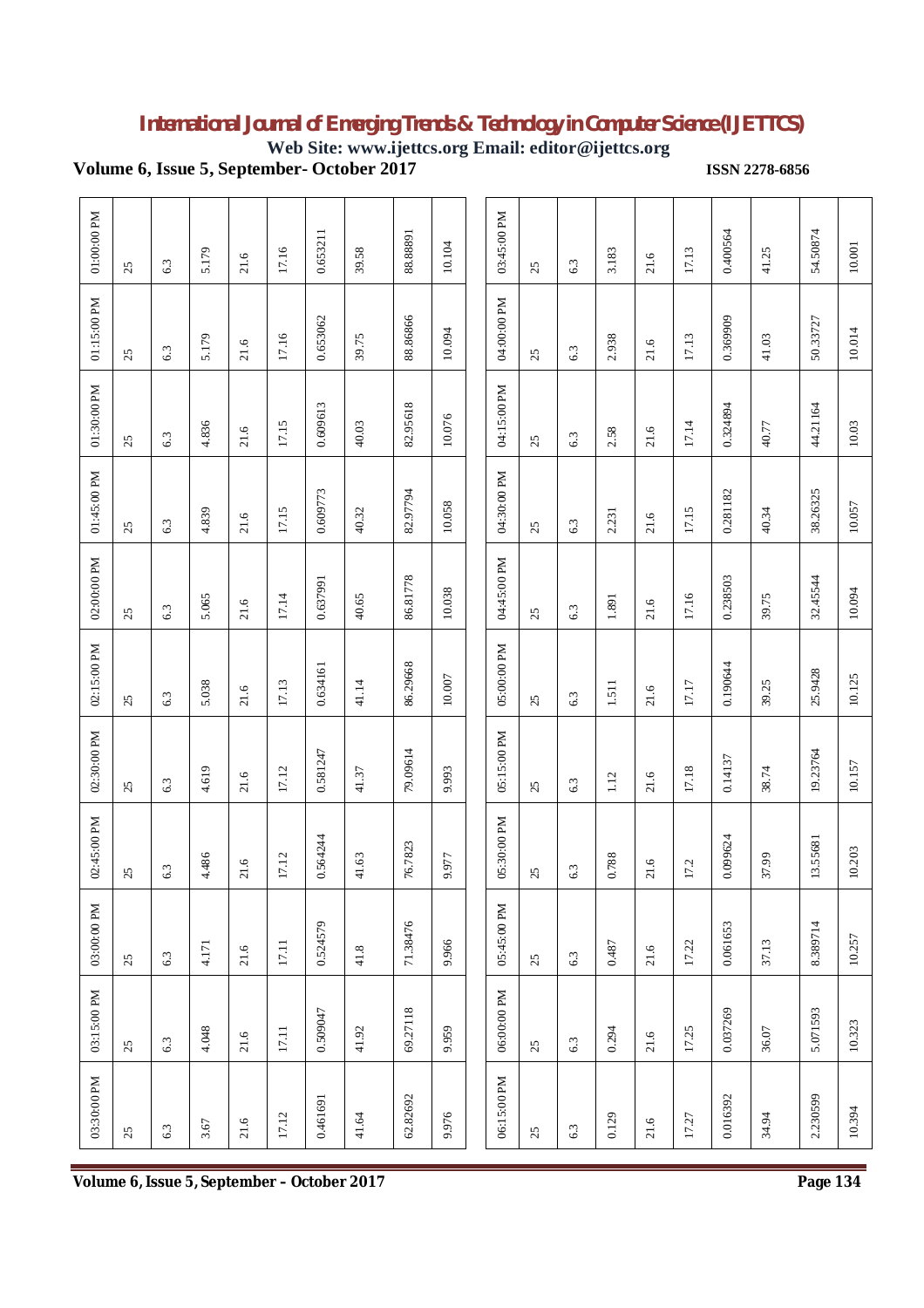| 01:00:00 PM | 25 | 6.3 | 5.179 | 21.6 | 17.16 | 0.653211 | 39.58 | 88.88891 | 10.104 |
|---|---|---|---|---|---|---|---|---|---|
| 01:15:00 PM | 25 | 6.3 | 5.179 | 21.6 | 17.16 | 0.653062 | 39.75 | 88.86866 | 10.094 |
| 01:30:00 PM | 25 | 6.3 | 4.836 | 21.6 | 17.15 | 0.609613 | 40.03 | 82.95618 | 10.076 |
| 01:45:00 PM | 25 | 6.3 | 4.839 | 21.6 | 17.15 | 0.609773 | 40.32 | 82.97794 | 10.058 |
| 02:00:00 PM | 25 | 6.3 | 5.065 | 21.6 | 17.14 | 0.637991 | 40.65 | 86.81778 | 10.038 |
| 02:15:00 PM | 25 | 6.3 | 5.038 | 21.6 | 17.13 | 0.634161 | 41.14 | 86.29668 | 10.007 |
| 02:30:00 PM | 25 | 6.3 | 4.619 | 21.6 | 17.12 | 0.581247 | 41.37 | 79.09614 | 9.993 |
| 02:45:00 PM | 25 | 6.3 | 4.486 | 21.6 | 17.12 | 0.564244 | 41.63 | 76.7823 | 9.977 |
| 03:00:00 PM | 25 | 6.3 | 4.171 | 21.6 | 17.11 | 0.524579 | 41.8 | 71.38476 | 9.966 |
| 03:15:00 PM | 25 | 6.3 | 4.048 | 21.6 | 17.11 | 0.509047 | 41.92 | 69.27118 | 9.959 |
| 03:30:00 PM | 25 | 6.3 | 3.67 | 21.6 | 17.12 | 0.461691 | 41.64 | 62.82692 | 9.976 |

| 03:45:00 PM | 25 | 6.3 | 3.183 | 21.6 | 17.13 | 0.400564 | 41.25 | 54.50874 | 10.001 |
|---|---|---|---|---|---|---|---|---|---|
| 04:00:00 PM | 25 | 6.3 | 2.938 | 21.6 | 17.13 | 0.369909 | 41.03 | 50.33727 | 10.014 |
| 04:15:00 PM | 25 | 6.3 | 2.58 | 21.6 | 17.14 | 0.324894 | 40.77 | 44.21164 | 10.03 |
| 04:30:00 PM | 25 | 6.3 | 2.231 | 21.6 | 17.15 | 0.281182 | 40.34 | 38.26325 | 10.057 |
| 04:45:00 PM | 25 | 6.3 | 1.891 | 21.6 | 17.16 | 0.238503 | 39.75 | 32.45544 | 10.094 |
| 05:00:00 PM | 25 | 6.3 | 1.511 | 21.6 | 17.17 | 0.190644 | 39.25 | 25.9428 | 10.125 |
| 05:15:00 PM | 25 | 6.3 | 1.12 | 21.6 | 17.18 | 0.14137 | 38.74 | 19.23764 | 10.157 |
| 05:30:00 PM | 25 | 6.3 | 0.788 | 21.6 | 17.2 | 0.099624 | 37.99 | 13.55681 | 10.203 |
| 05:45:00 PM | 25 | 6.3 | 0.487 | 21.6 | 17.22 | 0.061653 | 37.13 | 8.389714 | 10.257 |
| 06:00:00 PM | 25 | 6.3 | 0.294 | 21.6 | 17.25 | 0.037269 | 36.07 | 5.071593 | 10.323 |
| 06:15:00 PM | 25 | 6.3 | 0.129 | 21.6 | 17.27 | 0.016392 | 34.94 | 2.230599 | 10.394 |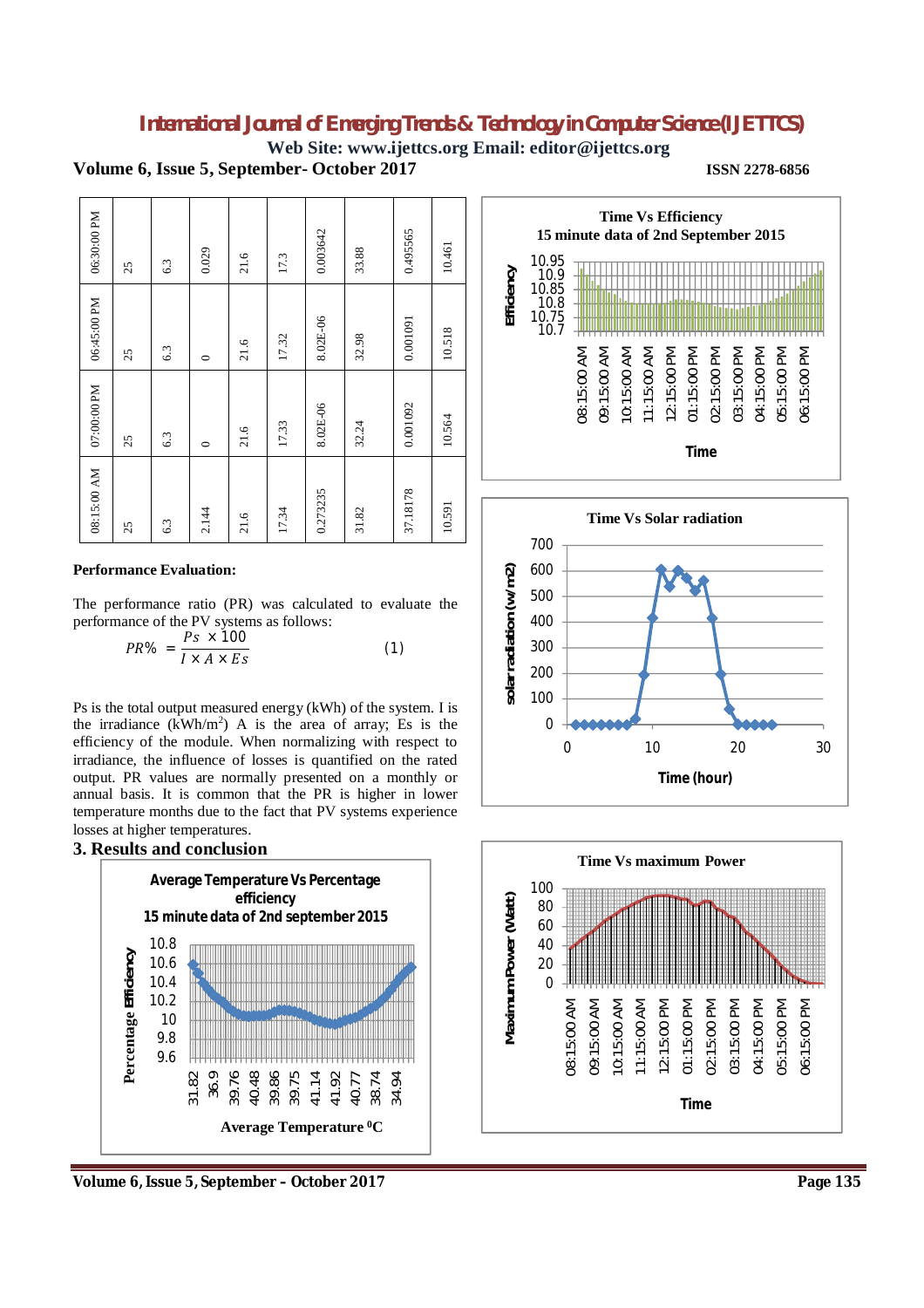| 06:30:00 PM | 25 | 6.3 | 0.029 | 21.6 | 17.3 | 0.003642 | 33.88 | 0.495565 | 10.461 |
|---|---|---|---|---|---|---|---|---|---|
| 06:45:00 PM | 25 | 6.3 | 0 | 21.6 | 17.32 | 8.02E-06 | 32.98 | 0.001091 | 10.518 |
| 07:00:00 PM | 25 | 6.3 | 0 | 21.6 | 17.33 | 8.02E-06 | 32.24 | 0.001092 | 10.564 |
| 08:15:00 AM | 25 | 6.3 | 2.144 | 21.6 | 17.34 | 0.273235 | 31.82 | 37.18178 | 10.591 |

**Performance Evaluation:**

The performance ratio (PR) was calculated to evaluate the performance of the PV systems as follows:

$$PR\% = \frac{Ps \times 100}{I \times A \times Es} \quad (1)$$

Ps is the total output measured energy (kWh) of the system. I is the irradiance (kWh/m$^2$) A is the area of array; Es is the efficiency of the module. When normalizing with respect to irradiance, the influence of losses is quantified on the rated output. PR values are normally presented on a monthly or annual basis. It is common that the PR is higher in lower temperature months due to the fact that PV systems experience losses at higher temperatures.

## 3. Results and conclusion

Average Temperature Vs Percentage efficiency
15 minute data of 2nd september 2015

Time Vs Efficiency
15 minute data of 2nd September 2015

Time Vs Solar radiation

Time Vs maximum Power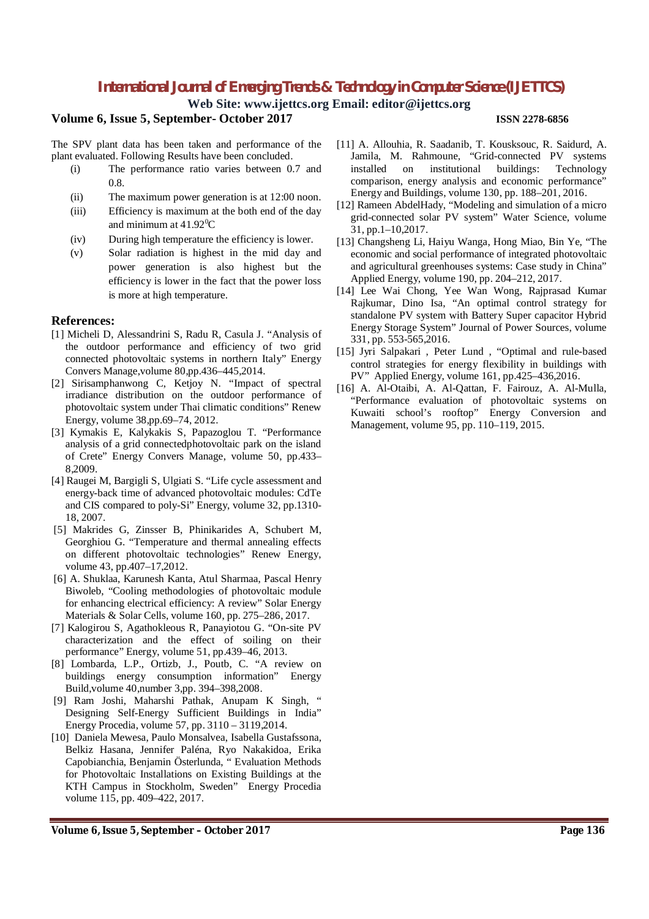The SPV plant data has been taken and performance of the plant evaluated. Following Results have been concluded.

(i) The performance ratio varies between 0.7 and 0.8.
(ii) The maximum power generation is at 12:00 noon.
(iii) Efficiency is maximum at the both end of the day and minimum at 41.92$^0$C
(iv) During high temperature the efficiency is lower.
(v) Solar radiation is highest in the mid day and power generation is also highest but the efficiency is lower in the fact that the power loss is more at high temperature.

## References:

[1] Micheli D, Alessandrini S, Radu R, Casula J. "Analysis of the outdoor performance and efficiency of two grid connected photovoltaic systems in northern Italy" Energy Convers Manage,volume 80,pp.436–445,2014.

[2] Sirisamphanwong C, Ketjoy N. "Impact of spectral irradiance distribution on the outdoor performance of photovoltaic system under Thai climatic conditions" Renew Energy, volume 38,pp.69–74, 2012.

[3] Kymakis E, Kalykakis S, Papazoglou T. "Performance analysis of a grid connectedphotovoltaic park on the island of Crete" Energy Convers Manage, volume 50, pp.433–8,2009.

[4] Raugei M, Bargigli S, Ulgiati S. "Life cycle assessment and energy-back time of advanced photovoltaic modules: CdTe and CIS compared to poly-Si" Energy, volume 32, pp.1310-18, 2007.

[5] Makrides G, Zinsser B, Phinikarides A, Schubert M, Georghiou G. "Temperature and thermal annealing effects on different photovoltaic technologies" Renew Energy, volume 43, pp.407–17,2012.

[6] A. Shuklaa, Karunesh Kanta, Atul Sharmaa, Pascal Henry Biwoleb, "Cooling methodologies of photovoltaic module for enhancing electrical efficiency: A review" Solar Energy Materials & Solar Cells, volume 160, pp. 275–286, 2017.

[7] Kalogirou S, Agathokleous R, Panayiotou G. "On-site PV characterization and the effect of soiling on their performance" Energy, volume 51, pp.439–46, 2013.

[8] Lombarda, L.P., Ortizb, J., Poutb, C. "A review on buildings energy consumption information" Energy Build,volume 40,number 3,pp. 394–398,2008.

[9] Ram Joshi, Maharshi Pathak, Anupam K Singh, " Designing Self-Energy Sufficient Buildings in India" Energy Procedia, volume 57, pp. 3110 – 3119,2014.

[10] Daniela Mewesa, Paulo Monsalvea, Isabella Gustafssona, Belkiz Hasana, Jennifer Paléna, Ryo Nakakidoa, Erika Capobianchia, Benjamin Österlunda, " Evaluation Methods for Photovoltaic Installations on Existing Buildings at the KTH Campus in Stockholm, Sweden" Energy Procedia volume 115, pp. 409–422, 2017.

[11] A. Allouhia, R. Saadanib, T. Kousksouc, R. Saidurd, A. Jamila, M. Rahmoune, "Grid-connected PV systems installed on institutional buildings: Technology comparison, energy analysis and economic performance" Energy and Buildings, volume 130, pp. 188–201, 2016.

[12] Rameen AbdelHady, "Modeling and simulation of a micro grid-connected solar PV system" Water Science, volume 31, pp.1–10,2017.

[13] Changsheng Li, Haiyu Wanga, Hong Miao, Bin Ye, "The economic and social performance of integrated photovoltaic and agricultural greenhouses systems: Case study in China" Applied Energy, volume 190, pp. 204–212, 2017.

[14] Lee Wai Chong, Yee Wan Wong, Rajprasad Kumar Rajkumar, Dino Isa, "An optimal control strategy for standalone PV system with Battery Super capacitor Hybrid Energy Storage System" Journal of Power Sources, volume 331, pp. 553-565,2016.

[15] Jyri Salpakari , Peter Lund , "Optimal and rule-based control strategies for energy flexibility in buildings with PV" Applied Energy, volume 161, pp.425–436,2016.

[16] A. Al-Otaibi, A. Al-Qattan, F. Fairouz, A. Al-Mulla, "Performance evaluation of photovoltaic systems on Kuwaiti school's rooftop" Energy Conversion and Management, volume 95, pp. 110–119, 2015.